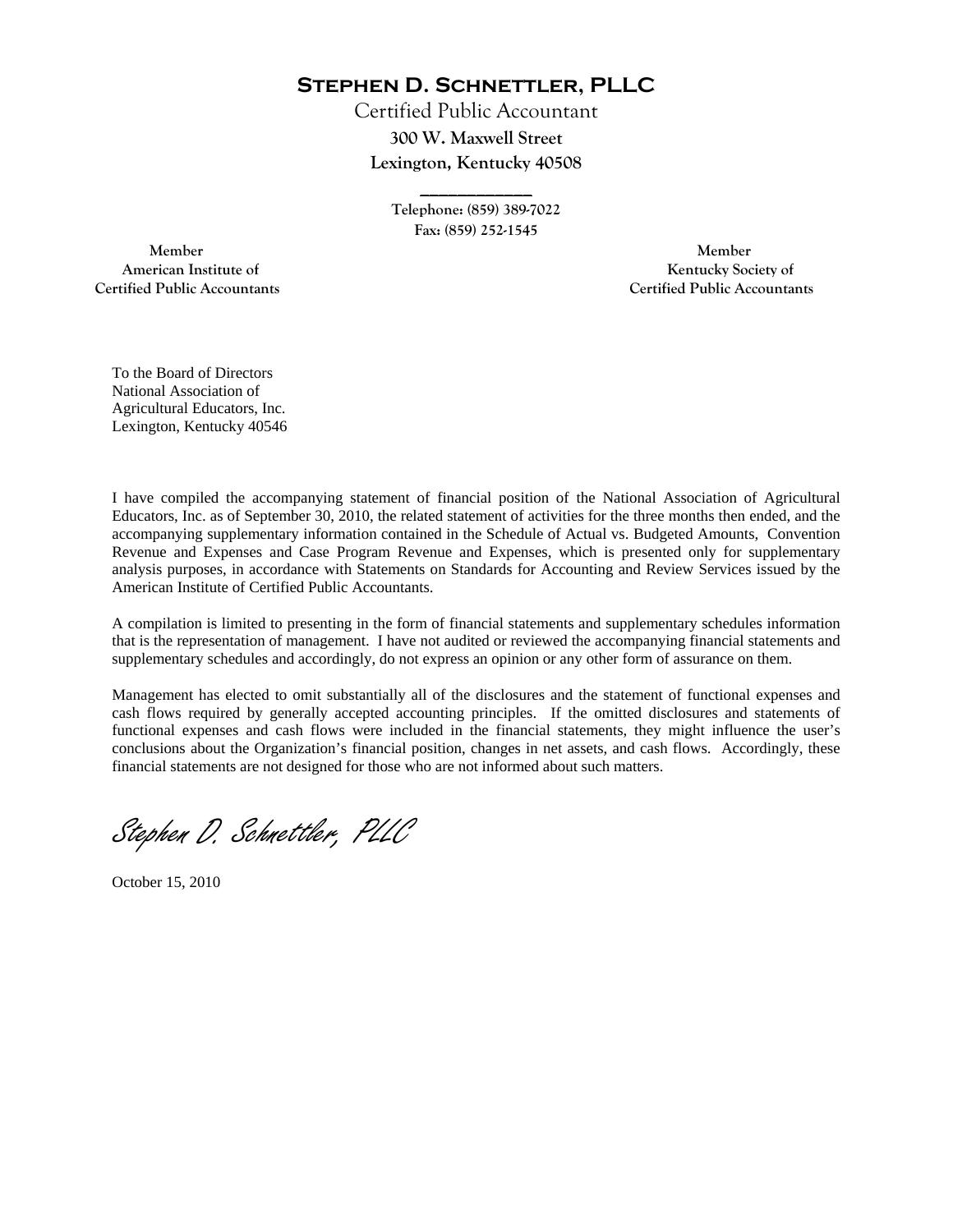# STEPHEN D. SCHNETTLER, PLLC

Certified Public Accountant

**300 W. Maxwell Street**

**Lexington, Kentucky 40508**

**Telephone: (859) 389-7022**

**Fax: (859) 252-1545**

**Member**
**American Institute of**
**Certified Public Accountants**

**Member**
**Kentucky Society of**
**Certified Public Accountants**

To the Board of Directors
National Association of
Agricultural Educators, Inc.
Lexington, Kentucky 40546

I have compiled the accompanying statement of financial position of the National Association of Agricultural Educators, Inc. as of September 30, 2010, the related statement of activities for the three months then ended, and the accompanying supplementary information contained in the Schedule of Actual vs. Budgeted Amounts, Convention Revenue and Expenses and Case Program Revenue and Expenses, which is presented only for supplementary analysis purposes, in accordance with Statements on Standards for Accounting and Review Services issued by the American Institute of Certified Public Accountants.

A compilation is limited to presenting in the form of financial statements and supplementary schedules information that is the representation of management. I have not audited or reviewed the accompanying financial statements and supplementary schedules and accordingly, do not express an opinion or any other form of assurance on them.

Management has elected to omit substantially all of the disclosures and the statement of functional expenses and cash flows required by generally accepted accounting principles. If the omitted disclosures and statements of functional expenses and cash flows were included in the financial statements, they might influence the user's conclusions about the Organization's financial position, changes in net assets, and cash flows. Accordingly, these financial statements are not designed for those who are not informed about such matters.

*Stephen D. Schnettler, PLLC*

October 15, 2010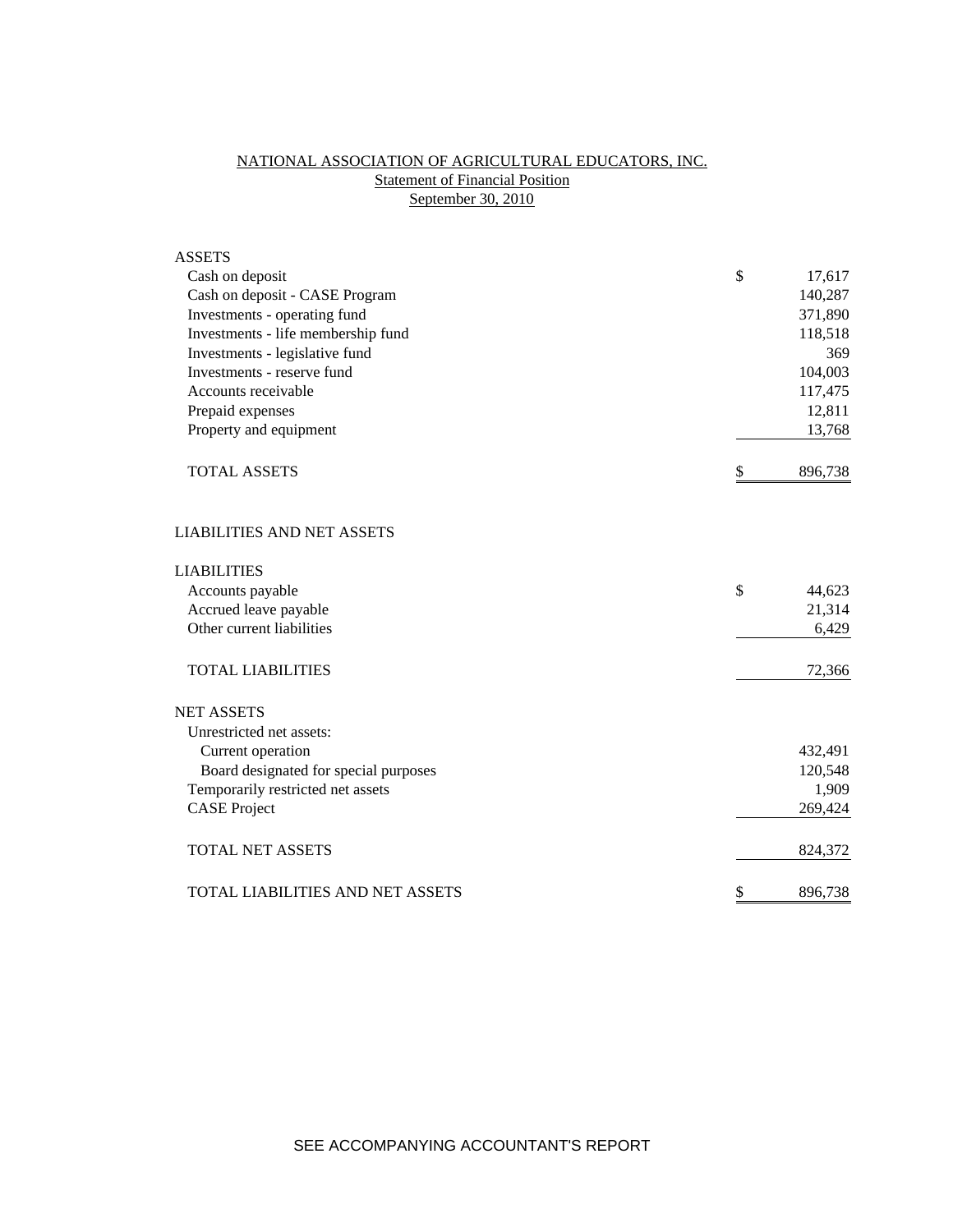# NATIONAL ASSOCIATION OF AGRICULTURAL EDUCATORS, INC.

## Statement of Financial Position

### September 30, 2010

| | | |
|---|---|---|
| **ASSETS** | | |
| Cash on deposit | $ | 17,617 |
| Cash on deposit - CASE Program | | 140,287 |
| Investments - operating fund | | 371,890 |
| Investments - life membership fund | | 118,518 |
| Investments - legislative fund | | 369 |
| Investments - reserve fund | | 104,003 |
| Accounts receivable | | 117,475 |
| Prepaid expenses | | 12,811 |
| Property and equipment | | 13,768 |
| TOTAL ASSETS | $ | 896,738 |
| | | |
| **LIABILITIES AND NET ASSETS** | | |
| | | |
| **LIABILITIES** | | |
| Accounts payable | $ | 44,623 |
| Accrued leave payable | | 21,314 |
| Other current liabilities | | 6,429 |
| TOTAL LIABILITIES | | 72,366 |
| | | |
| **NET ASSETS** | | |
| Unrestricted net assets: | | |
| Current operation | | 432,491 |
| Board designated for special purposes | | 120,548 |
| Temporarily restricted net assets | | 1,909 |
| CASE Project | | 269,424 |
| TOTAL NET ASSETS | | 824,372 |
| | | |
| TOTAL LIABILITIES AND NET ASSETS | $ | 896,738 |

SEE ACCOMPANYING ACCOUNTANT'S REPORT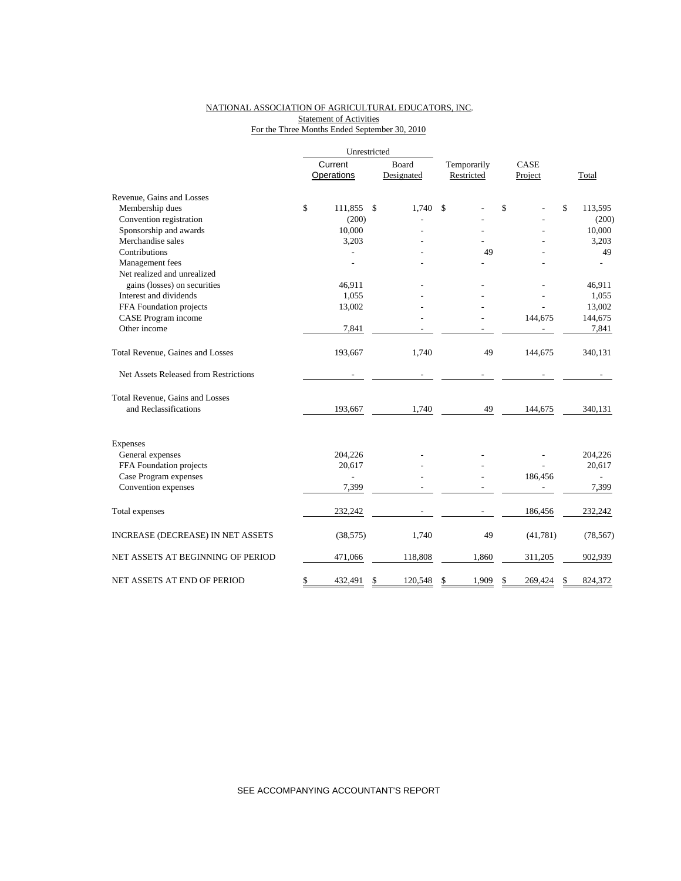NATIONAL ASSOCIATION OF AGRICULTURAL EDUCATORS, INC.
Statement of Activities
For the Three Months Ended September 30, 2010

| | Unrestricted | | | | |
|---|---|---|---|---|---|
| | Current Operations | Board Designated | Temporarily Restricted | CASE Project | Total |
| Revenue, Gains and Losses | | | | | |
| Membership dues | $ 111,855 | $ 1,740 | $ - | $ - | $ 113,595 |
| Convention registration | (200) | - | - | - | (200) |
| Sponsorship and awards | 10,000 | - | - | - | 10,000 |
| Merchandise sales | 3,203 | - | - | - | 3,203 |
| Contributions | - | - | 49 | - | 49 |
| Management fees | - | - | - | - | - |
| Net realized and unrealized gains (losses) on securities | 46,911 | - | - | - | 46,911 |
| Interest and dividends | 1,055 | - | - | - | 1,055 |
| FFA Foundation projects | 13,002 | - | - | - | 13,002 |
| CASE Program income | | - | - | 144,675 | 144,675 |
| Other income | 7,841 | - | - | - | 7,841 |
| Total Revenue, Gaines and Losses | 193,667 | 1,740 | 49 | 144,675 | 340,131 |
| Net Assets Released from Restrictions | - | - | - | - | - |
| Total Revenue, Gains and Losses and Reclassifications | 193,667 | 1,740 | 49 | 144,675 | 340,131 |
| Expenses | | | | | |
| General expenses | 204,226 | - | - | - | 204,226 |
| FFA Foundation projects | 20,617 | - | - | - | 20,617 |
| Case Program expenses | - | - | - | 186,456 | - |
| Convention expenses | 7,399 | - | - | - | 7,399 |
| Total expenses | 232,242 | - | - | 186,456 | 232,242 |
| INCREASE (DECREASE) IN NET ASSETS | (38,575) | 1,740 | 49 | (41,781) | (78,567) |
| NET ASSETS AT BEGINNING OF PERIOD | 471,066 | 118,808 | 1,860 | 311,205 | 902,939 |
| NET ASSETS AT END OF PERIOD | $ 432,491 | $ 120,548 | $ 1,909 | $ 269,424 | $ 824,372 |

SEE ACCOMPANYING ACCOUNTANT'S REPORT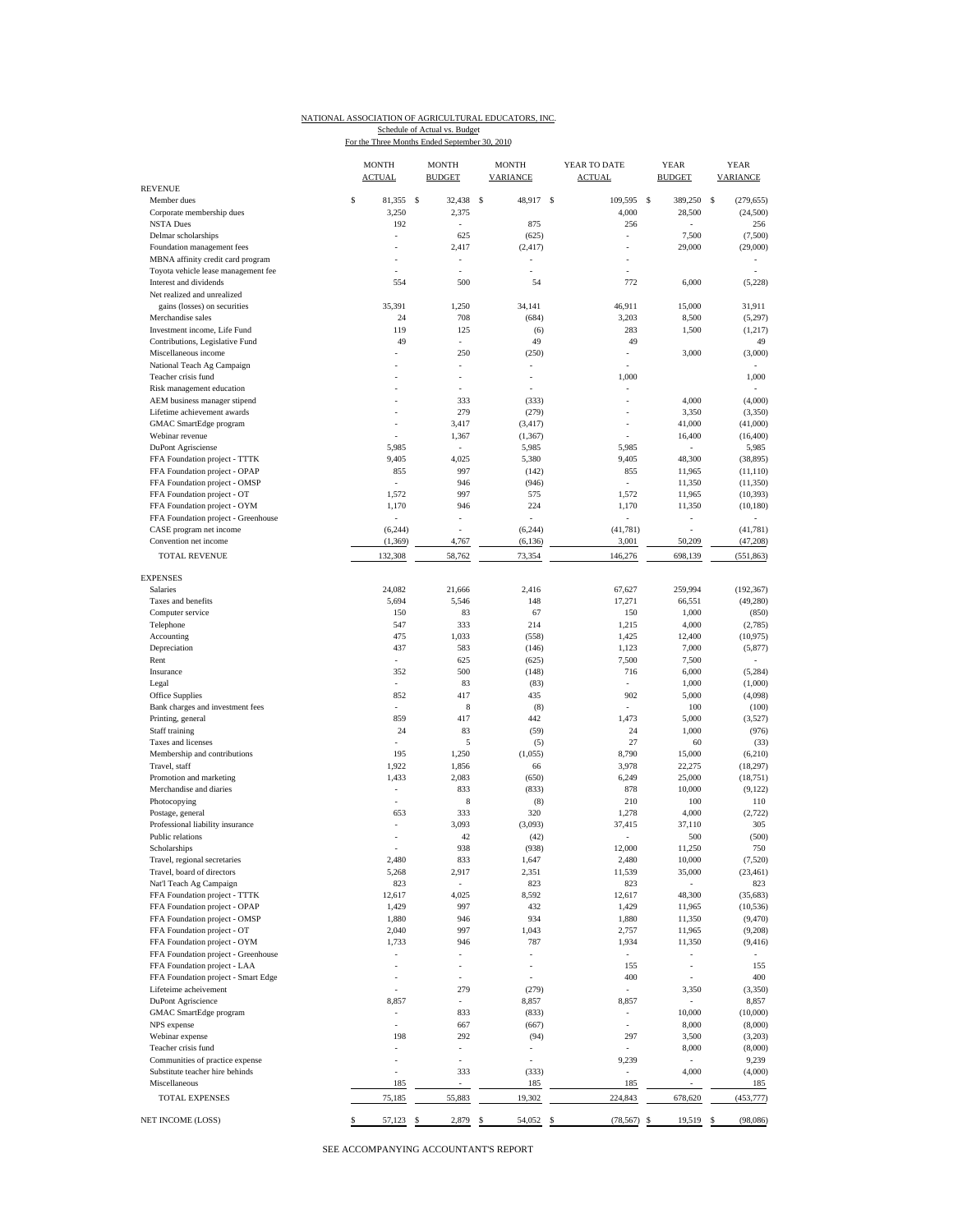NATIONAL ASSOCIATION OF AGRICULTURAL EDUCATORS, INC.
Schedule of Actual vs. Budget
For the Three Months Ended September 30, 2010

| | MONTH ACTUAL | MONTH BUDGET | MONTH VARIANCE | YEAR TO DATE ACTUAL | YEAR BUDGET | YEAR VARIANCE |
|---|---|---|---|---|---|---|
| REVENUE | | | | | | |
| Member dues | $ 81,355 | $ 32,438 | $ 48,917 | $ 109,595 | $ 389,250 | $ (279,655) |
| Corporate membership dues | 3,250 | 2,375 | | 4,000 | 28,500 | (24,500) |
| NSTA Dues | 192 | - | 875 | 256 | - | 256 |
| Delmar scholarships | - | 625 | (625) | - | 7,500 | (7,500) |
| Foundation management fees | - | 2,417 | (2,417) | - | 29,000 | (29,000) |
| MBNA affinity credit card program | - | - | - | - | | - |
| Toyota vehicle lease management fee | - | - | - | - | | - |
| Interest and dividends | 554 | 500 | 54 | 772 | 6,000 | (5,228) |
| Net realized and unrealized | | | | | | |
| gains (losses) on securities | 35,391 | 1,250 | 34,141 | 46,911 | 15,000 | 31,911 |
| Merchandise sales | 24 | 708 | (684) | 3,203 | 8,500 | (5,297) |
| Investment income, Life Fund | 119 | 125 | (6) | 283 | 1,500 | (1,217) |
| Contributions, Legislative Fund | 49 | - | 49 | 49 | | 49 |
| Miscellaneous income | - | 250 | (250) | - | 3,000 | (3,000) |
| National Teach Ag Campaign | - | - | - | - | | - |
| Teacher crisis fund | - | - | - | 1,000 | | 1,000 |
| Risk management education | - | - | - | - | | - |
| AEM business manager stipend | - | 333 | (333) | - | 4,000 | (4,000) |
| Lifetime achievement awards | - | 279 | (279) | - | 3,350 | (3,350) |
| GMAC SmartEdge program | - | 3,417 | (3,417) | - | 41,000 | (41,000) |
| Webinar revenue | - | 1,367 | (1,367) | - | 16,400 | (16,400) |
| DuPont Agrisciense | 5,985 | - | 5,985 | 5,985 | - | 5,985 |
| FFA Foundation project - TTTK | 9,405 | 4,025 | 5,380 | 9,405 | 48,300 | (38,895) |
| FFA Foundation project - OPAP | 855 | 997 | (142) | 855 | 11,965 | (11,110) |
| FFA Foundation project - OMSP | - | 946 | (946) | - | 11,350 | (11,350) |
| FFA Foundation project - OT | 1,572 | 997 | 575 | 1,572 | 11,965 | (10,393) |
| FFA Foundation project - OYM | 1,170 | 946 | 224 | 1,170 | 11,350 | (10,180) |
| FFA Foundation project - Greenhouse | - | - | - | - | - | - |
| CASE program net income | (6,244) | - | (6,244) | (41,781) | - | (41,781) |
| Convention net income | (1,369) | 4,767 | (6,136) | 3,001 | 50,209 | (47,208) |
| TOTAL REVENUE | 132,308 | 58,762 | 73,354 | 146,276 | 698,139 | (551,863) |
| EXPENSES | | | | | | |
| Salaries | 24,082 | 21,666 | 2,416 | 67,627 | 259,994 | (192,367) |
| Taxes and benefits | 5,694 | 5,546 | 148 | 17,271 | 66,551 | (49,280) |
| Computer service | 150 | 83 | 67 | 150 | 1,000 | (850) |
| Telephone | 547 | 333 | 214 | 1,215 | 4,000 | (2,785) |
| Accounting | 475 | 1,033 | (558) | 1,425 | 12,400 | (10,975) |
| Depreciation | 437 | 583 | (146) | 1,123 | 7,000 | (5,877) |
| Rent | - | 625 | (625) | 7,500 | 7,500 | - |
| Insurance | 352 | 500 | (148) | 716 | 6,000 | (5,284) |
| Legal | - | 83 | (83) | - | 1,000 | (1,000) |
| Office Supplies | 852 | 417 | 435 | 902 | 5,000 | (4,098) |
| Bank charges and investment fees | - | 8 | (8) | - | 100 | (100) |
| Printing, general | 859 | 417 | 442 | 1,473 | 5,000 | (3,527) |
| Staff training | 24 | 83 | (59) | 24 | 1,000 | (976) |
| Taxes and licenses | - | 5 | (5) | 27 | 60 | (33) |
| Membership and contributions | 195 | 1,250 | (1,055) | 8,790 | 15,000 | (6,210) |
| Travel, staff | 1,922 | 1,856 | 66 | 3,978 | 22,275 | (18,297) |
| Promotion and marketing | 1,433 | 2,083 | (650) | 6,249 | 25,000 | (18,751) |
| Merchandise and diaries | - | 833 | (833) | 878 | 10,000 | (9,122) |
| Photocopying | - | 8 | (8) | 210 | 100 | 110 |
| Postage, general | 653 | 333 | 320 | 1,278 | 4,000 | (2,722) |
| Professional liability insurance | - | 3,093 | (3,093) | 37,415 | 37,110 | 305 |
| Public relations | - | 42 | (42) | - | 500 | (500) |
| Scholarships | - | 938 | (938) | 12,000 | 11,250 | 750 |
| Travel, regional secretaries | 2,480 | 833 | 1,647 | 2,480 | 10,000 | (7,520) |
| Travel, board of directors | 5,268 | 2,917 | 2,351 | 11,539 | 35,000 | (23,461) |
| Nat'l Teach Ag Campaign | 823 | - | 823 | 823 | - | 823 |
| FFA Foundation project - TTTK | 12,617 | 4,025 | 8,592 | 12,617 | 48,300 | (35,683) |
| FFA Foundation project - OPAP | 1,429 | 997 | 432 | 1,429 | 11,965 | (10,536) |
| FFA Foundation project - OMSP | 1,880 | 946 | 934 | 1,880 | 11,350 | (9,470) |
| FFA Foundation project - OT | 2,040 | 997 | 1,043 | 2,757 | 11,965 | (9,208) |
| FFA Foundation project - OYM | 1,733 | 946 | 787 | 1,934 | 11,350 | (9,416) |
| FFA Foundation project - Greenhouse | - | - | - | - | - | - |
| FFA Foundation project - LAA | - | - | - | 155 | - | 155 |
| FFA Foundation project - Smart Edge | - | - | - | 400 | - | 400 |
| Lifeteime acheivement | - | 279 | (279) | - | 3,350 | (3,350) |
| DuPont Agriscience | 8,857 | - | 8,857 | 8,857 | - | 8,857 |
| GMAC SmartEdge program | - | 833 | (833) | - | 10,000 | (10,000) |
| NPS expense | - | 667 | (667) | - | 8,000 | (8,000) |
| Webinar expense | 198 | 292 | (94) | 297 | 3,500 | (3,203) |
| Teacher crisis fund | - | - | - | - | 8,000 | (8,000) |
| Communities of practice expense | - | - | - | 9,239 | - | 9,239 |
| Substitute teacher hire behinds | - | 333 | (333) | - | 4,000 | (4,000) |
| Miscellaneous | 185 | - | 185 | 185 | - | 185 |
| TOTAL EXPENSES | 75,185 | 55,883 | 19,302 | 224,843 | 678,620 | (453,777) |
| NET INCOME (LOSS) | $ 57,123 | $ 2,879 | $ 54,052 | $ (78,567) | $ 19,519 | $ (98,086) |

SEE ACCOMPANYING ACCOUNTANT'S REPORT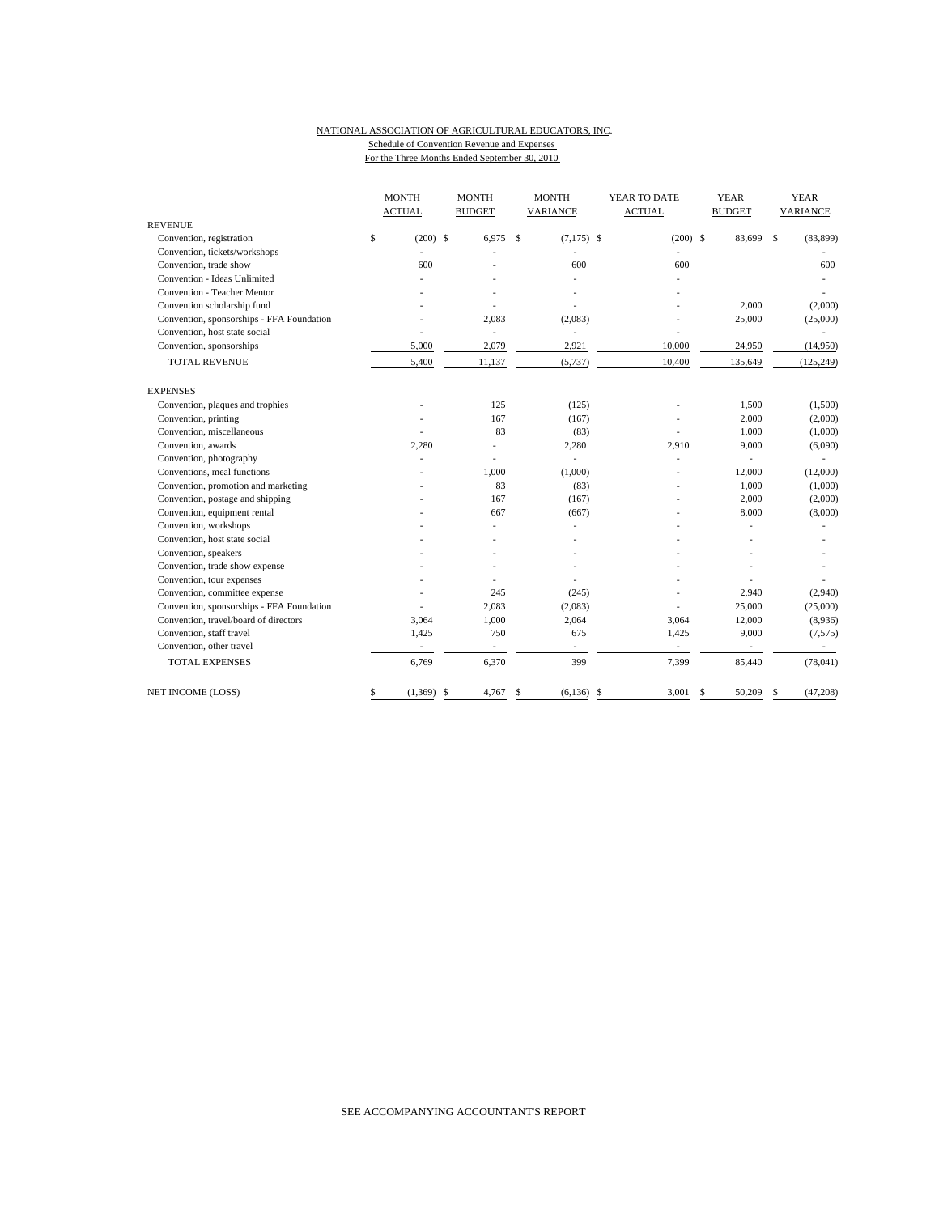NATIONAL ASSOCIATION OF AGRICULTURAL EDUCATORS, INC.
Schedule of Convention Revenue and Expenses
For the Three Months Ended September 30, 2010

| | MONTH ACTUAL | MONTH BUDGET | MONTH VARIANCE | YEAR TO DATE ACTUAL | YEAR BUDGET | YEAR VARIANCE |
|---|---|---|---|---|---|---|
| REVENUE | | | | | | |
| Convention, registration | $ (200) | $ 6,975 | $ (7,175) | $ (200) | $ 83,699 | $ (83,899) |
| Convention, tickets/workshops | - | - | - | - | | - |
| Convention, trade show | 600 | - | 600 | 600 | | 600 |
| Convention - Ideas Unlimited | - | - | - | - | | - |
| Convention - Teacher Mentor | - | - | - | - | | - |
| Convention scholarship fund | - | - | - | - | 2,000 | (2,000) |
| Convention, sponsorships - FFA Foundation | - | 2,083 | (2,083) | - | 25,000 | (25,000) |
| Convention, host state social | - | - | - | - | | - |
| Convention, sponsorships | 5,000 | 2,079 | 2,921 | 10,000 | 24,950 | (14,950) |
| TOTAL REVENUE | 5,400 | 11,137 | (5,737) | 10,400 | 135,649 | (125,249) |
| EXPENSES | | | | | | |
| Convention, plaques and trophies | - | 125 | (125) | - | 1,500 | (1,500) |
| Convention, printing | - | 167 | (167) | - | 2,000 | (2,000) |
| Convention, miscellaneous | - | 83 | (83) | - | 1,000 | (1,000) |
| Convention, awards | 2,280 | - | 2,280 | 2,910 | 9,000 | (6,090) |
| Convention, photography | - | - | - | - | - | - |
| Conventions, meal functions | - | 1,000 | (1,000) | - | 12,000 | (12,000) |
| Convention, promotion and marketing | - | 83 | (83) | - | 1,000 | (1,000) |
| Convention, postage and shipping | - | 167 | (167) | - | 2,000 | (2,000) |
| Convention, equipment rental | - | 667 | (667) | - | 8,000 | (8,000) |
| Convention, workshops | - | - | - | - | - | - |
| Convention, host state social | - | - | - | - | - | - |
| Convention, speakers | - | - | - | - | - | - |
| Convention, trade show expense | - | - | - | - | - | - |
| Convention, tour expenses | - | - | - | - | - | - |
| Convention, committee expense | - | 245 | (245) | - | 2,940 | (2,940) |
| Convention, sponsorships - FFA Foundation | - | 2,083 | (2,083) | - | 25,000 | (25,000) |
| Convention, travel/board of directors | 3,064 | 1,000 | 2,064 | 3,064 | 12,000 | (8,936) |
| Convention, staff travel | 1,425 | 750 | 675 | 1,425 | 9,000 | (7,575) |
| Convention, other travel | - | - | - | - | - | - |
| TOTAL EXPENSES | 6,769 | 6,370 | 399 | 7,399 | 85,440 | (78,041) |
| NET INCOME (LOSS) | $ (1,369) | $ 4,767 | $ (6,136) | $ 3,001 | $ 50,209 | $ (47,208) |

SEE ACCOMPANYING ACCOUNTANT'S REPORT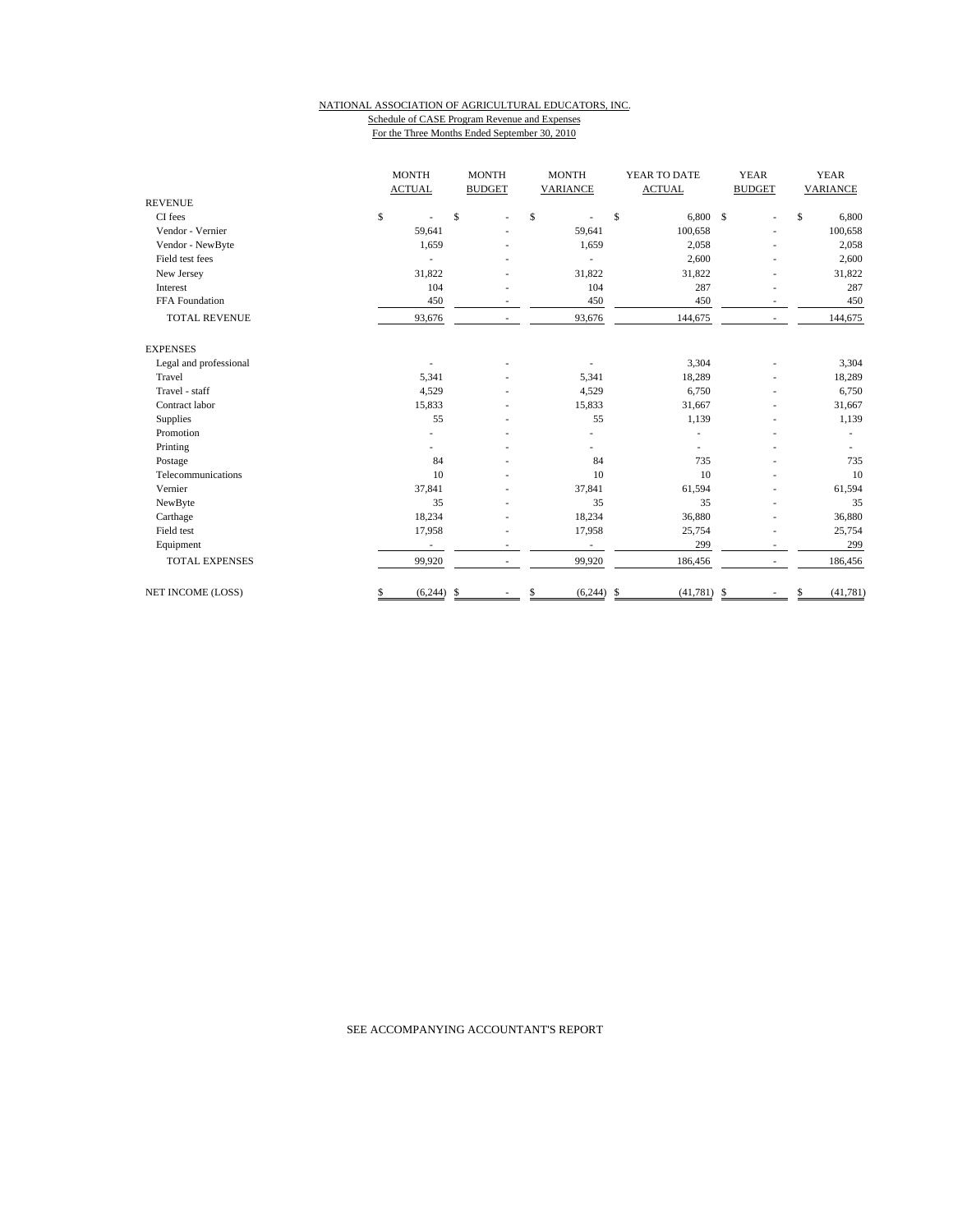NATIONAL ASSOCIATION OF AGRICULTURAL EDUCATORS, INC.
Schedule of CASE Program Revenue and Expenses
For the Three Months Ended September 30, 2010

| | MONTH ACTUAL | MONTH BUDGET | MONTH VARIANCE | YEAR TO DATE ACTUAL | YEAR BUDGET | YEAR VARIANCE |
|---|---|---|---|---|---|---|
| REVENUE | | | | | | |
| CI fees | $ - | $ - | $ - | $ 6,800 | $ - | $ 6,800 |
| Vendor - Vernier | 59,641 | - | 59,641 | 100,658 | - | 100,658 |
| Vendor - NewByte | 1,659 | - | 1,659 | 2,058 | - | 2,058 |
| Field test fees | - | - | - | 2,600 | - | 2,600 |
| New Jersey | 31,822 | - | 31,822 | 31,822 | - | 31,822 |
| Interest | 104 | - | 104 | 287 | - | 287 |
| FFA Foundation | 450 | - | 450 | 450 | - | 450 |
| TOTAL REVENUE | 93,676 | - | 93,676 | 144,675 | - | 144,675 |
| EXPENSES | | | | | | |
| Legal and professional | - | - | - | 3,304 | - | 3,304 |
| Travel | 5,341 | - | 5,341 | 18,289 | - | 18,289 |
| Travel - staff | 4,529 | - | 4,529 | 6,750 | - | 6,750 |
| Contract labor | 15,833 | - | 15,833 | 31,667 | - | 31,667 |
| Supplies | 55 | - | 55 | 1,139 | - | 1,139 |
| Promotion | - | - | - | - | - | - |
| Printing | - | - | - | - | - | - |
| Postage | 84 | - | 84 | 735 | - | 735 |
| Telecommunications | 10 | - | 10 | 10 | - | 10 |
| Vernier | 37,841 | - | 37,841 | 61,594 | - | 61,594 |
| NewByte | 35 | - | 35 | 35 | - | 35 |
| Carthage | 18,234 | - | 18,234 | 36,880 | - | 36,880 |
| Field test | 17,958 | - | 17,958 | 25,754 | - | 25,754 |
| Equipment | - | - | - | 299 | - | 299 |
| TOTAL EXPENSES | 99,920 | - | 99,920 | 186,456 | - | 186,456 |
| NET INCOME (LOSS) | $ (6,244) | $ - | $ (6,244) | $ (41,781) | $ - | $ (41,781) |

SEE ACCOMPANYING ACCOUNTANT'S REPORT